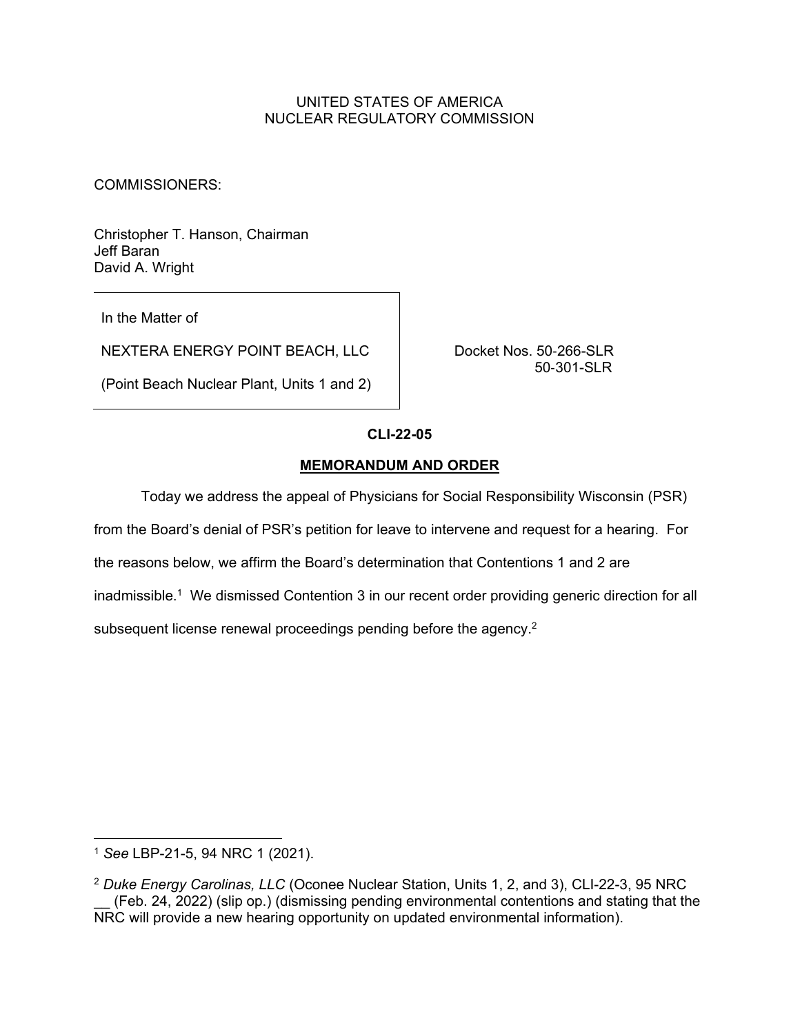UNITED STATES OF AMERICA
NUCLEAR REGULATORY COMMISSION

COMMISSIONERS:

Christopher T. Hanson, Chairman
Jeff Baran
David A. Wright

| | |
|---|---|
| In the Matter of<br><br>NEXTERA ENERGY POINT BEACH, LLC<br><br>(Point Beach Nuclear Plant, Units 1 and 2) | Docket Nos. 50-266-SLR<br>50-301-SLR |

**CLI-22-05**

## MEMORANDUM AND ORDER

Today we address the appeal of Physicians for Social Responsibility Wisconsin (PSR) from the Board's denial of PSR's petition for leave to intervene and request for a hearing. For the reasons below, we affirm the Board's determination that Contentions 1 and 2 are inadmissible.[1] We dismissed Contention 3 in our recent order providing generic direction for all subsequent license renewal proceedings pending before the agency.[2]

---

[1] *See* LBP-21-5, 94 NRC 1 (2021).

[2] *Duke Energy Carolinas, LLC* (Oconee Nuclear Station, Units 1, 2, and 3), CLI-22-3, 95 NRC __ (Feb. 24, 2022) (slip op.) (dismissing pending environmental contentions and stating that the NRC will provide a new hearing opportunity on updated environmental information).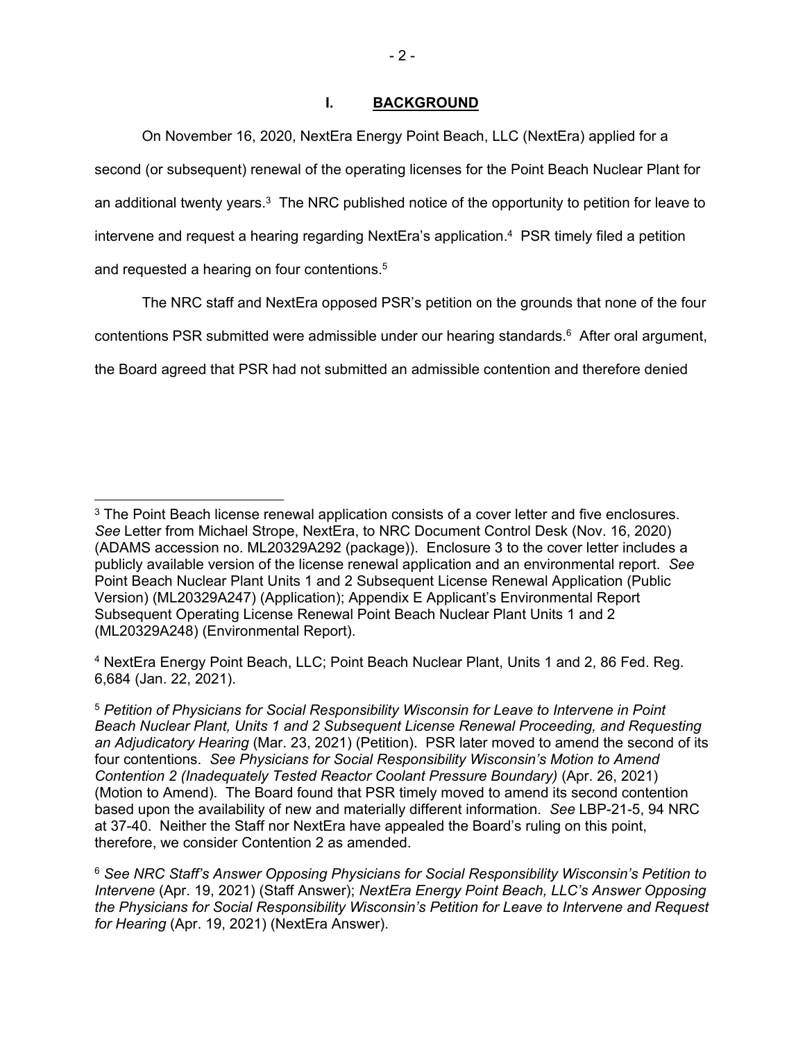## I. BACKGROUND

On November 16, 2020, NextEra Energy Point Beach, LLC (NextEra) applied for a second (or subsequent) renewal of the operating licenses for the Point Beach Nuclear Plant for an additional twenty years.[3] The NRC published notice of the opportunity to petition for leave to intervene and request a hearing regarding NextEra's application.[4] PSR timely filed a petition and requested a hearing on four contentions.[5]

The NRC staff and NextEra opposed PSR's petition on the grounds that none of the four contentions PSR submitted were admissible under our hearing standards.[6] After oral argument, the Board agreed that PSR had not submitted an admissible contention and therefore denied

---

[3] The Point Beach license renewal application consists of a cover letter and five enclosures. *See* Letter from Michael Strope, NextEra, to NRC Document Control Desk (Nov. 16, 2020) (ADAMS accession no. ML20329A292 (package)). Enclosure 3 to the cover letter includes a publicly available version of the license renewal application and an environmental report. *See* Point Beach Nuclear Plant Units 1 and 2 Subsequent License Renewal Application (Public Version) (ML20329A247) (Application); Appendix E Applicant's Environmental Report Subsequent Operating License Renewal Point Beach Nuclear Plant Units 1 and 2 (ML20329A248) (Environmental Report).

[4] NextEra Energy Point Beach, LLC; Point Beach Nuclear Plant, Units 1 and 2, 86 Fed. Reg. 6,684 (Jan. 22, 2021).

[5] *Petition of Physicians for Social Responsibility Wisconsin for Leave to Intervene in Point Beach Nuclear Plant, Units 1 and 2 Subsequent License Renewal Proceeding, and Requesting an Adjudicatory Hearing* (Mar. 23, 2021) (Petition). PSR later moved to amend the second of its four contentions. *See Physicians for Social Responsibility Wisconsin's Motion to Amend Contention 2 (Inadequately Tested Reactor Coolant Pressure Boundary)* (Apr. 26, 2021) (Motion to Amend). The Board found that PSR timely moved to amend its second contention based upon the availability of new and materially different information. *See* LBP-21-5, 94 NRC at 37-40. Neither the Staff nor NextEra have appealed the Board's ruling on this point, therefore, we consider Contention 2 as amended.

[6] *See NRC Staff's Answer Opposing Physicians for Social Responsibility Wisconsin's Petition to Intervene* (Apr. 19, 2021) (Staff Answer); *NextEra Energy Point Beach, LLC's Answer Opposing the Physicians for Social Responsibility Wisconsin's Petition for Leave to Intervene and Request for Hearing* (Apr. 19, 2021) (NextEra Answer).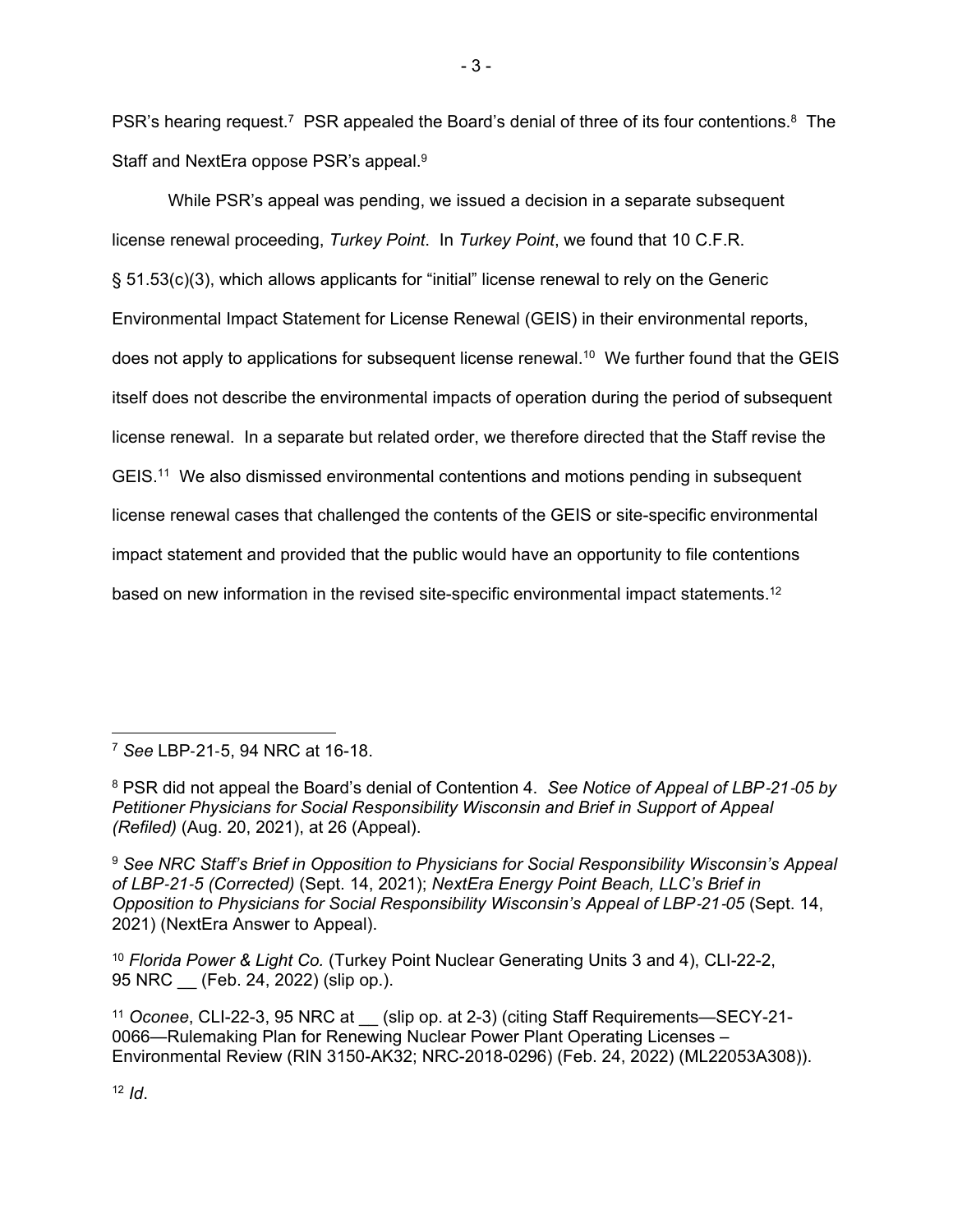PSR's hearing request.[7] PSR appealed the Board's denial of three of its four contentions.[8] The Staff and NextEra oppose PSR's appeal.[9]

While PSR's appeal was pending, we issued a decision in a separate subsequent license renewal proceeding, *Turkey Point*. In *Turkey Point*, we found that 10 C.F.R. § 51.53(c)(3), which allows applicants for "initial" license renewal to rely on the Generic Environmental Impact Statement for License Renewal (GEIS) in their environmental reports, does not apply to applications for subsequent license renewal.[10] We further found that the GEIS itself does not describe the environmental impacts of operation during the period of subsequent license renewal. In a separate but related order, we therefore directed that the Staff revise the GEIS.[11] We also dismissed environmental contentions and motions pending in subsequent license renewal cases that challenged the contents of the GEIS or site-specific environmental impact statement and provided that the public would have an opportunity to file contentions based on new information in the revised site-specific environmental impact statements.[12]

---

[7] *See* LBP-21-5, 94 NRC at 16-18.

[8] PSR did not appeal the Board's denial of Contention 4. *See Notice of Appeal of LBP-21-05 by Petitioner Physicians for Social Responsibility Wisconsin and Brief in Support of Appeal (Refiled)* (Aug. 20, 2021), at 26 (Appeal).

[9] *See NRC Staff's Brief in Opposition to Physicians for Social Responsibility Wisconsin's Appeal of LBP-21-5 (Corrected)* (Sept. 14, 2021); *NextEra Energy Point Beach, LLC's Brief in Opposition to Physicians for Social Responsibility Wisconsin's Appeal of LBP-21-05* (Sept. 14, 2021) (NextEra Answer to Appeal).

[10] *Florida Power & Light Co.* (Turkey Point Nuclear Generating Units 3 and 4), CLI-22-2, 95 NRC __ (Feb. 24, 2022) (slip op.).

[11] *Oconee*, CLI-22-3, 95 NRC at __ (slip op. at 2-3) (citing Staff Requirements—SECY-21-0066—Rulemaking Plan for Renewing Nuclear Power Plant Operating Licenses – Environmental Review (RIN 3150-AK32; NRC-2018-0296) (Feb. 24, 2022) (ML22053A308)).

[12] *Id*.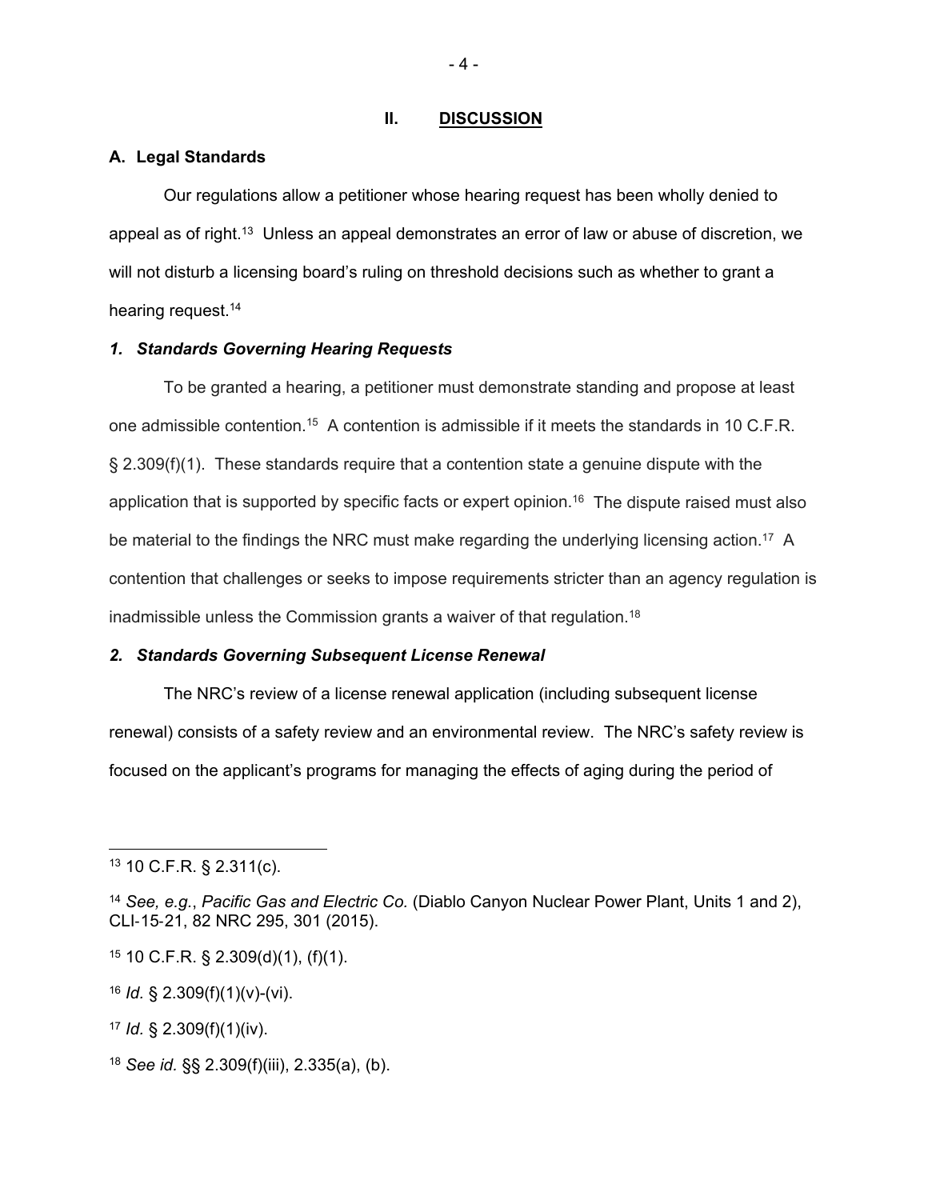## II. DISCUSSION

### A. Legal Standards

Our regulations allow a petitioner whose hearing request has been wholly denied to appeal as of right.[13] Unless an appeal demonstrates an error of law or abuse of discretion, we will not disturb a licensing board's ruling on threshold decisions such as whether to grant a hearing request.[14]

#### *1. Standards Governing Hearing Requests*

To be granted a hearing, a petitioner must demonstrate standing and propose at least one admissible contention.[15] A contention is admissible if it meets the standards in 10 C.F.R. § 2.309(f)(1). These standards require that a contention state a genuine dispute with the application that is supported by specific facts or expert opinion.[16] The dispute raised must also be material to the findings the NRC must make regarding the underlying licensing action.[17] A contention that challenges or seeks to impose requirements stricter than an agency regulation is inadmissible unless the Commission grants a waiver of that regulation.[18]

#### *2. Standards Governing Subsequent License Renewal*

The NRC's review of a license renewal application (including subsequent license renewal) consists of a safety review and an environmental review. The NRC's safety review is focused on the applicant's programs for managing the effects of aging during the period of

---

[13] 10 C.F.R. § 2.311(c).

[14] *See, e.g.*, *Pacific Gas and Electric Co.* (Diablo Canyon Nuclear Power Plant, Units 1 and 2), CLI-15-21, 82 NRC 295, 301 (2015).

[15] 10 C.F.R. § 2.309(d)(1), (f)(1).

[16] *Id.* § 2.309(f)(1)(v)-(vi).

[17] *Id.* § 2.309(f)(1)(iv).

[18] *See id.* §§ 2.309(f)(iii), 2.335(a), (b).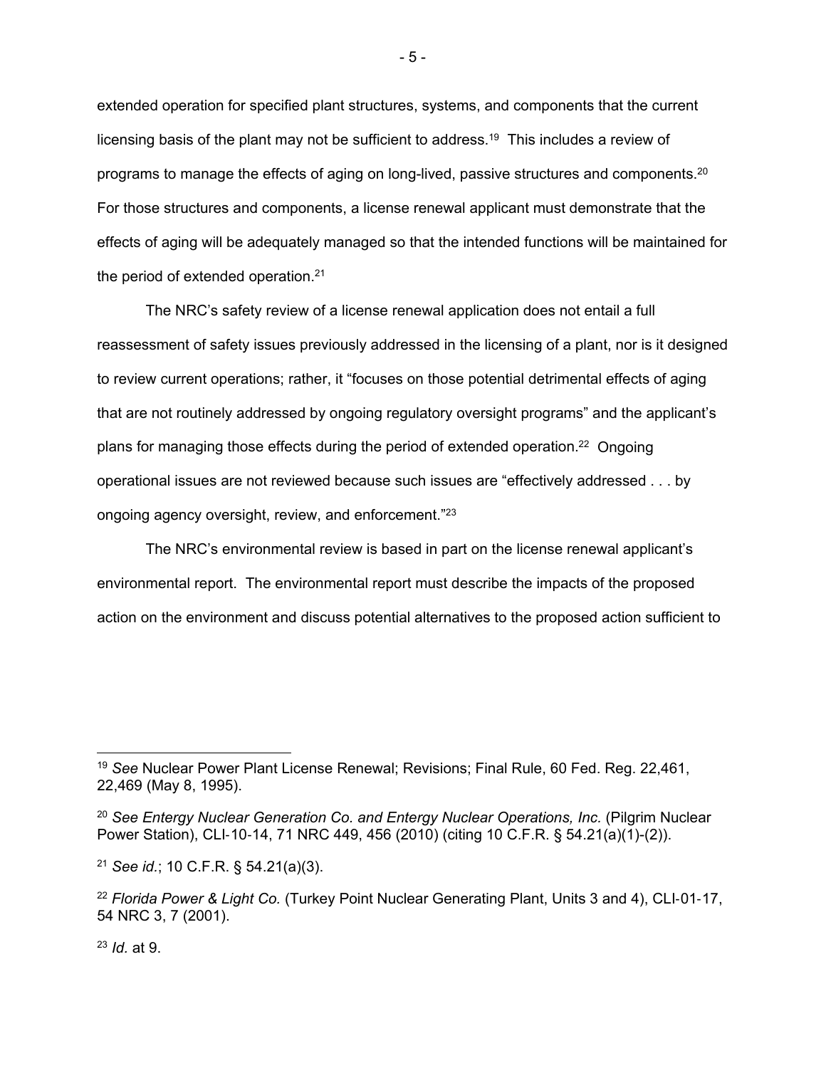extended operation for specified plant structures, systems, and components that the current licensing basis of the plant may not be sufficient to address.[19] This includes a review of programs to manage the effects of aging on long-lived, passive structures and components.[20] For those structures and components, a license renewal applicant must demonstrate that the effects of aging will be adequately managed so that the intended functions will be maintained for the period of extended operation.[21]

The NRC's safety review of a license renewal application does not entail a full reassessment of safety issues previously addressed in the licensing of a plant, nor is it designed to review current operations; rather, it "focuses on those potential detrimental effects of aging that are not routinely addressed by ongoing regulatory oversight programs" and the applicant's plans for managing those effects during the period of extended operation.[22] Ongoing operational issues are not reviewed because such issues are "effectively addressed . . . by ongoing agency oversight, review, and enforcement."[23]

The NRC's environmental review is based in part on the license renewal applicant's environmental report. The environmental report must describe the impacts of the proposed action on the environment and discuss potential alternatives to the proposed action sufficient to

---

[19] *See* Nuclear Power Plant License Renewal; Revisions; Final Rule, 60 Fed. Reg. 22,461, 22,469 (May 8, 1995).

[20] *See Entergy Nuclear Generation Co. and Entergy Nuclear Operations, Inc.* (Pilgrim Nuclear Power Station), CLI-10-14, 71 NRC 449, 456 (2010) (citing 10 C.F.R. § 54.21(a)(1)-(2)).

[21] *See id.*; 10 C.F.R. § 54.21(a)(3).

[22] *Florida Power & Light Co.* (Turkey Point Nuclear Generating Plant, Units 3 and 4), CLI-01-17, 54 NRC 3, 7 (2001).

[23] *Id.* at 9.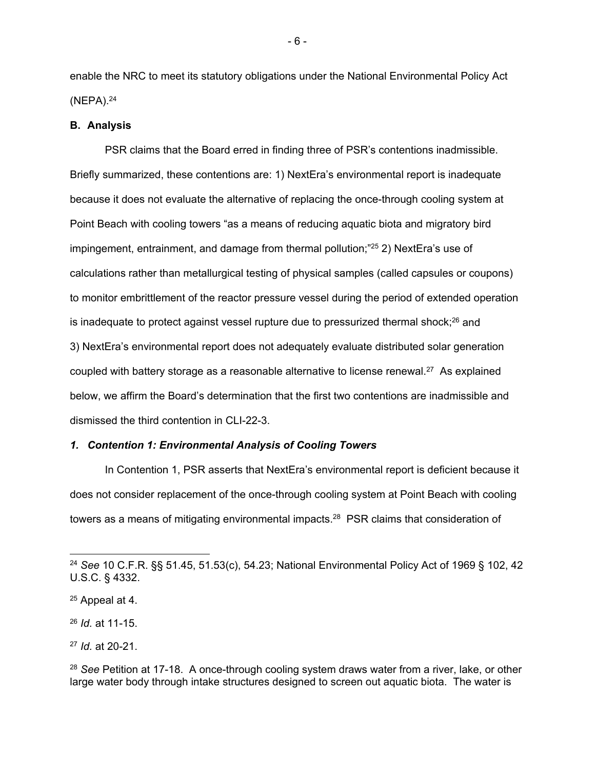enable the NRC to meet its statutory obligations under the National Environmental Policy Act (NEPA).[24]

**B. Analysis**

PSR claims that the Board erred in finding three of PSR's contentions inadmissible. Briefly summarized, these contentions are: 1) NextEra's environmental report is inadequate because it does not evaluate the alternative of replacing the once-through cooling system at Point Beach with cooling towers "as a means of reducing aquatic biota and migratory bird impingement, entrainment, and damage from thermal pollution;"[25] 2) NextEra's use of calculations rather than metallurgical testing of physical samples (called capsules or coupons) to monitor embrittlement of the reactor pressure vessel during the period of extended operation is inadequate to protect against vessel rupture due to pressurized thermal shock;[26] and 3) NextEra's environmental report does not adequately evaluate distributed solar generation coupled with battery storage as a reasonable alternative to license renewal.[27] As explained below, we affirm the Board's determination that the first two contentions are inadmissible and dismissed the third contention in CLI-22-3.

***1. Contention 1: Environmental Analysis of Cooling Towers***

In Contention 1, PSR asserts that NextEra's environmental report is deficient because it does not consider replacement of the once-through cooling system at Point Beach with cooling towers as a means of mitigating environmental impacts.[28] PSR claims that consideration of

---

[24] *See* 10 C.F.R. §§ 51.45, 51.53(c), 54.23; National Environmental Policy Act of 1969 § 102, 42 U.S.C. § 4332.

[25] Appeal at 4.

[26] *Id.* at 11-15.

[27] *Id.* at 20-21.

[28] *See* Petition at 17-18. A once-through cooling system draws water from a river, lake, or other large water body through intake structures designed to screen out aquatic biota. The water is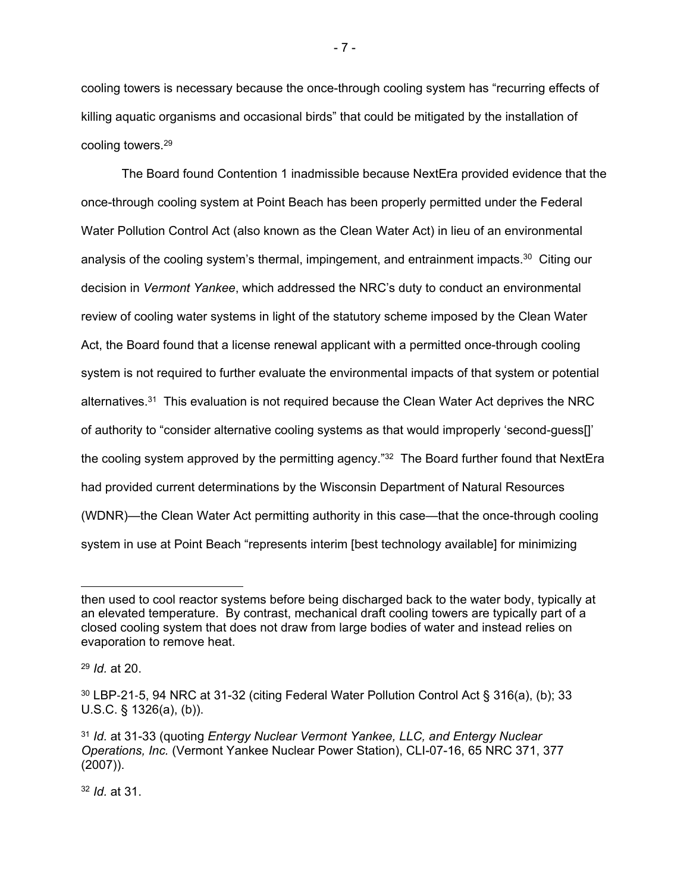cooling towers is necessary because the once-through cooling system has "recurring effects of killing aquatic organisms and occasional birds" that could be mitigated by the installation of cooling towers.[29]

The Board found Contention 1 inadmissible because NextEra provided evidence that the once-through cooling system at Point Beach has been properly permitted under the Federal Water Pollution Control Act (also known as the Clean Water Act) in lieu of an environmental analysis of the cooling system's thermal, impingement, and entrainment impacts.[30] Citing our decision in *Vermont Yankee*, which addressed the NRC's duty to conduct an environmental review of cooling water systems in light of the statutory scheme imposed by the Clean Water Act, the Board found that a license renewal applicant with a permitted once-through cooling system is not required to further evaluate the environmental impacts of that system or potential alternatives.[31] This evaluation is not required because the Clean Water Act deprives the NRC of authority to "consider alternative cooling systems as that would improperly 'second-guess[]' the cooling system approved by the permitting agency."[32] The Board further found that NextEra had provided current determinations by the Wisconsin Department of Natural Resources (WDNR)—the Clean Water Act permitting authority in this case—that the once-through cooling system in use at Point Beach "represents interim [best technology available] for minimizing

---

then used to cool reactor systems before being discharged back to the water body, typically at an elevated temperature. By contrast, mechanical draft cooling towers are typically part of a closed cooling system that does not draw from large bodies of water and instead relies on evaporation to remove heat.

[29] *Id.* at 20.

[30] LBP-21-5, 94 NRC at 31-32 (citing Federal Water Pollution Control Act § 316(a), (b); 33 U.S.C. § 1326(a), (b)).

[31] *Id.* at 31-33 (quoting *Entergy Nuclear Vermont Yankee, LLC, and Entergy Nuclear Operations, Inc.* (Vermont Yankee Nuclear Power Station), CLI-07-16, 65 NRC 371, 377 (2007)).

[32] *Id.* at 31.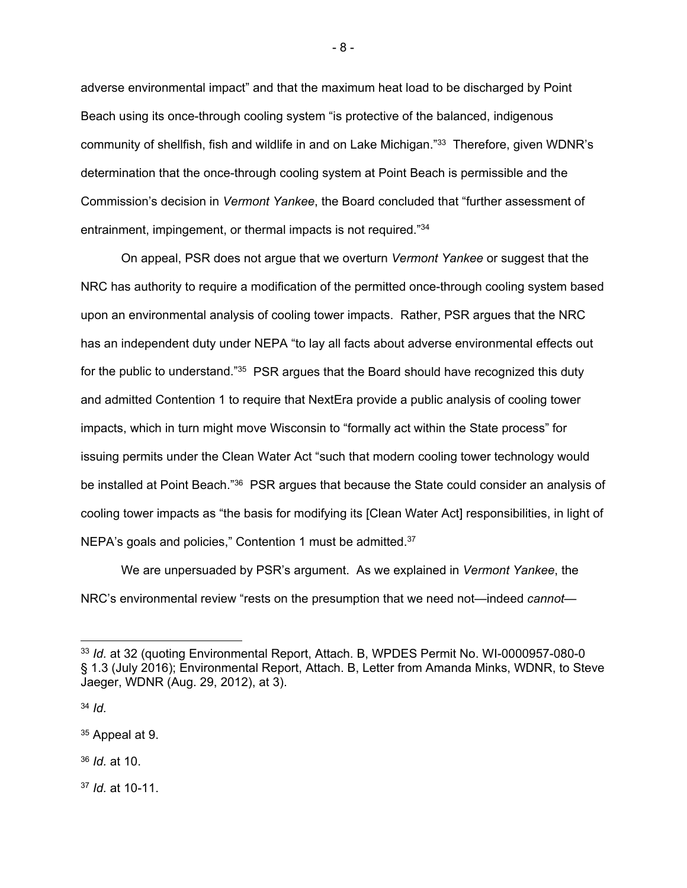adverse environmental impact" and that the maximum heat load to be discharged by Point Beach using its once-through cooling system "is protective of the balanced, indigenous community of shellfish, fish and wildlife in and on Lake Michigan."[33] Therefore, given WDNR's determination that the once-through cooling system at Point Beach is permissible and the Commission's decision in *Vermont Yankee*, the Board concluded that "further assessment of entrainment, impingement, or thermal impacts is not required."[34]

On appeal, PSR does not argue that we overturn *Vermont Yankee* or suggest that the NRC has authority to require a modification of the permitted once-through cooling system based upon an environmental analysis of cooling tower impacts. Rather, PSR argues that the NRC has an independent duty under NEPA "to lay all facts about adverse environmental effects out for the public to understand."[35] PSR argues that the Board should have recognized this duty and admitted Contention 1 to require that NextEra provide a public analysis of cooling tower impacts, which in turn might move Wisconsin to "formally act within the State process" for issuing permits under the Clean Water Act "such that modern cooling tower technology would be installed at Point Beach."[36] PSR argues that because the State could consider an analysis of cooling tower impacts as "the basis for modifying its [Clean Water Act] responsibilities, in light of NEPA's goals and policies," Contention 1 must be admitted.[37]

We are unpersuaded by PSR's argument. As we explained in *Vermont Yankee*, the NRC's environmental review "rests on the presumption that we need not—indeed *cannot*—

---

[33] *Id.* at 32 (quoting Environmental Report, Attach. B, WPDES Permit No. WI-0000957-080-0 § 1.3 (July 2016); Environmental Report, Attach. B, Letter from Amanda Minks, WDNR, to Steve Jaeger, WDNR (Aug. 29, 2012), at 3).

[34] *Id.*

[35] Appeal at 9.

[36] *Id.* at 10.

[37] *Id.* at 10-11.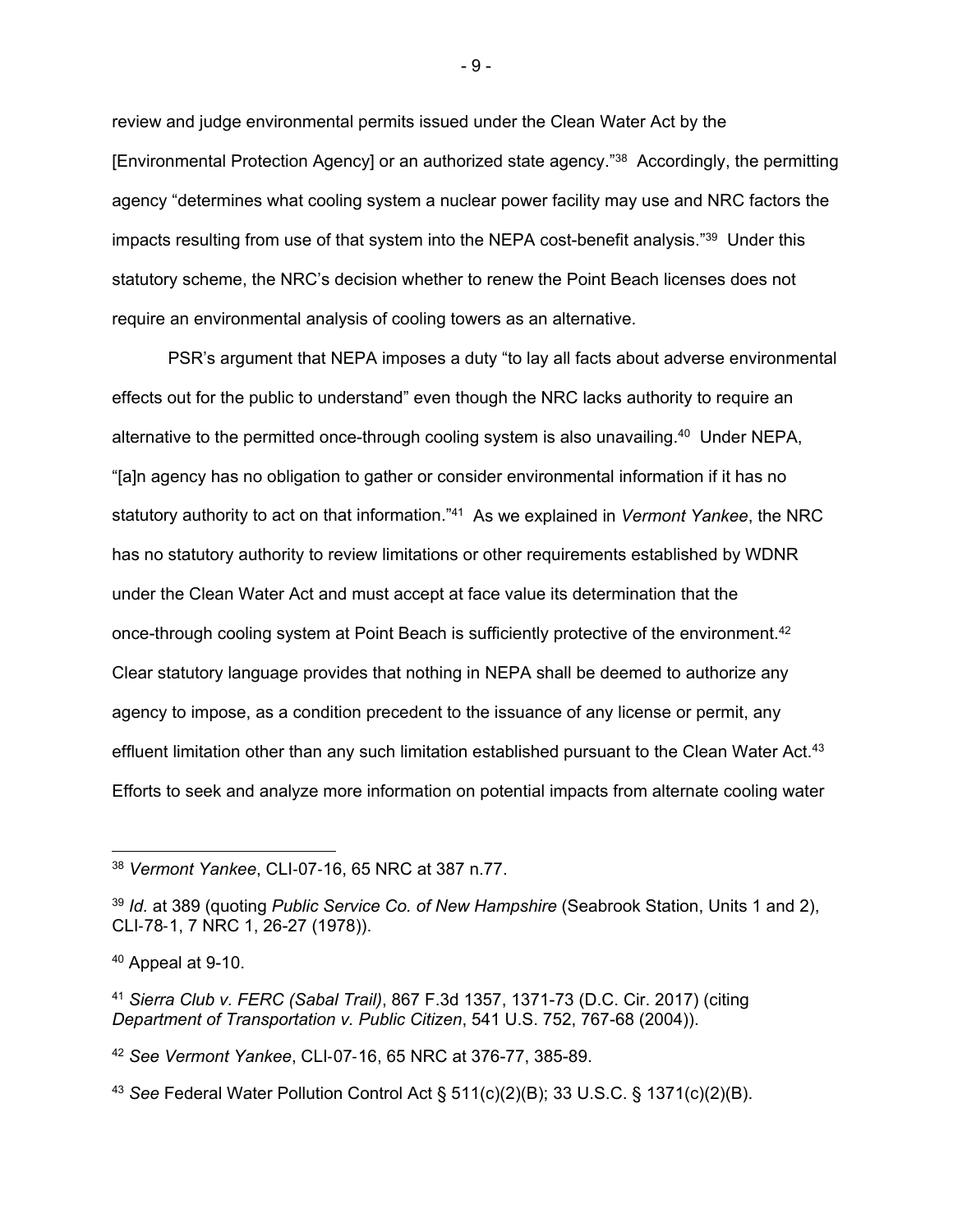review and judge environmental permits issued under the Clean Water Act by the [Environmental Protection Agency] or an authorized state agency."[38] Accordingly, the permitting agency "determines what cooling system a nuclear power facility may use and NRC factors the impacts resulting from use of that system into the NEPA cost-benefit analysis."[39] Under this statutory scheme, the NRC's decision whether to renew the Point Beach licenses does not require an environmental analysis of cooling towers as an alternative.

PSR's argument that NEPA imposes a duty "to lay all facts about adverse environmental effects out for the public to understand" even though the NRC lacks authority to require an alternative to the permitted once-through cooling system is also unavailing.[40] Under NEPA, "[a]n agency has no obligation to gather or consider environmental information if it has no statutory authority to act on that information."[41] As we explained in *Vermont Yankee*, the NRC has no statutory authority to review limitations or other requirements established by WDNR under the Clean Water Act and must accept at face value its determination that the once-through cooling system at Point Beach is sufficiently protective of the environment.[42] Clear statutory language provides that nothing in NEPA shall be deemed to authorize any agency to impose, as a condition precedent to the issuance of any license or permit, any effluent limitation other than any such limitation established pursuant to the Clean Water Act.[43] Efforts to seek and analyze more information on potential impacts from alternate cooling water

---

[38] *Vermont Yankee*, CLI-07-16, 65 NRC at 387 n.77.

[39] *Id.* at 389 (quoting *Public Service Co. of New Hampshire* (Seabrook Station, Units 1 and 2), CLI-78-1, 7 NRC 1, 26-27 (1978)).

[40] Appeal at 9-10.

[41] *Sierra Club v. FERC (Sabal Trail)*, 867 F.3d 1357, 1371-73 (D.C. Cir. 2017) (citing *Department of Transportation v. Public Citizen*, 541 U.S. 752, 767-68 (2004)).

[42] *See Vermont Yankee*, CLI-07-16, 65 NRC at 376-77, 385-89.

[43] *See* Federal Water Pollution Control Act § 511(c)(2)(B); 33 U.S.C. § 1371(c)(2)(B).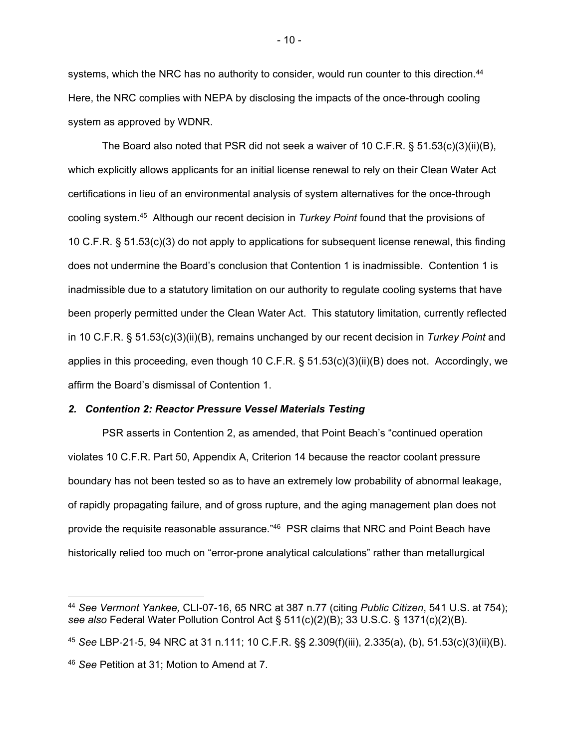systems, which the NRC has no authority to consider, would run counter to this direction.[44] Here, the NRC complies with NEPA by disclosing the impacts of the once-through cooling system as approved by WDNR.

The Board also noted that PSR did not seek a waiver of 10 C.F.R. § 51.53(c)(3)(ii)(B), which explicitly allows applicants for an initial license renewal to rely on their Clean Water Act certifications in lieu of an environmental analysis of system alternatives for the once-through cooling system.[45] Although our recent decision in *Turkey Point* found that the provisions of 10 C.F.R. § 51.53(c)(3) do not apply to applications for subsequent license renewal, this finding does not undermine the Board's conclusion that Contention 1 is inadmissible. Contention 1 is inadmissible due to a statutory limitation on our authority to regulate cooling systems that have been properly permitted under the Clean Water Act. This statutory limitation, currently reflected in 10 C.F.R. § 51.53(c)(3)(ii)(B), remains unchanged by our recent decision in *Turkey Point* and applies in this proceeding, even though 10 C.F.R. § 51.53(c)(3)(ii)(B) does not. Accordingly, we affirm the Board's dismissal of Contention 1.

### *2. Contention 2: Reactor Pressure Vessel Materials Testing*

PSR asserts in Contention 2, as amended, that Point Beach's "continued operation violates 10 C.F.R. Part 50, Appendix A, Criterion 14 because the reactor coolant pressure boundary has not been tested so as to have an extremely low probability of abnormal leakage, of rapidly propagating failure, and of gross rupture, and the aging management plan does not provide the requisite reasonable assurance."[46] PSR claims that NRC and Point Beach have historically relied too much on "error-prone analytical calculations" rather than metallurgical

---

[44] *See Vermont Yankee,* CLI-07-16, 65 NRC at 387 n.77 (citing *Public Citizen*, 541 U.S. at 754); *see also* Federal Water Pollution Control Act § 511(c)(2)(B); 33 U.S.C. § 1371(c)(2)(B).

[45] *See* LBP-21-5, 94 NRC at 31 n.111; 10 C.F.R. §§ 2.309(f)(iii), 2.335(a), (b), 51.53(c)(3)(ii)(B).

[46] *See* Petition at 31; Motion to Amend at 7.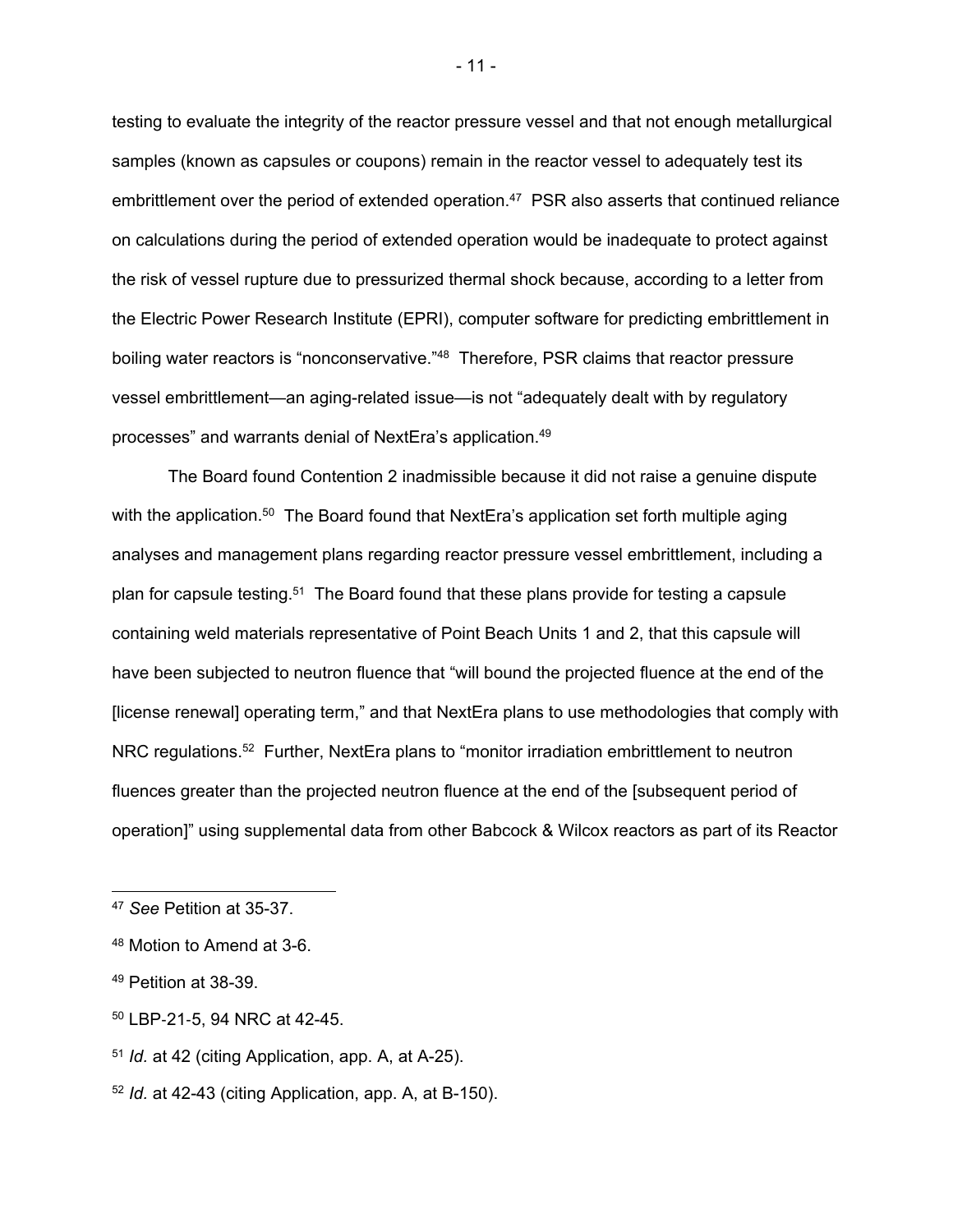testing to evaluate the integrity of the reactor pressure vessel and that not enough metallurgical samples (known as capsules or coupons) remain in the reactor vessel to adequately test its embrittlement over the period of extended operation.[47] PSR also asserts that continued reliance on calculations during the period of extended operation would be inadequate to protect against the risk of vessel rupture due to pressurized thermal shock because, according to a letter from the Electric Power Research Institute (EPRI), computer software for predicting embrittlement in boiling water reactors is "nonconservative."[48] Therefore, PSR claims that reactor pressure vessel embrittlement—an aging-related issue—is not "adequately dealt with by regulatory processes" and warrants denial of NextEra's application.[49]

The Board found Contention 2 inadmissible because it did not raise a genuine dispute with the application.[50] The Board found that NextEra's application set forth multiple aging analyses and management plans regarding reactor pressure vessel embrittlement, including a plan for capsule testing.[51] The Board found that these plans provide for testing a capsule containing weld materials representative of Point Beach Units 1 and 2, that this capsule will have been subjected to neutron fluence that "will bound the projected fluence at the end of the [license renewal] operating term," and that NextEra plans to use methodologies that comply with NRC regulations.[52] Further, NextEra plans to "monitor irradiation embrittlement to neutron fluences greater than the projected neutron fluence at the end of the [subsequent period of operation]" using supplemental data from other Babcock & Wilcox reactors as part of its Reactor

---

[47] *See* Petition at 35-37.

[48] Motion to Amend at 3-6.

[49] Petition at 38-39.

[50] LBP-21-5, 94 NRC at 42-45.

[51] *Id.* at 42 (citing Application, app. A, at A-25).

[52] *Id.* at 42-43 (citing Application, app. A, at B-150).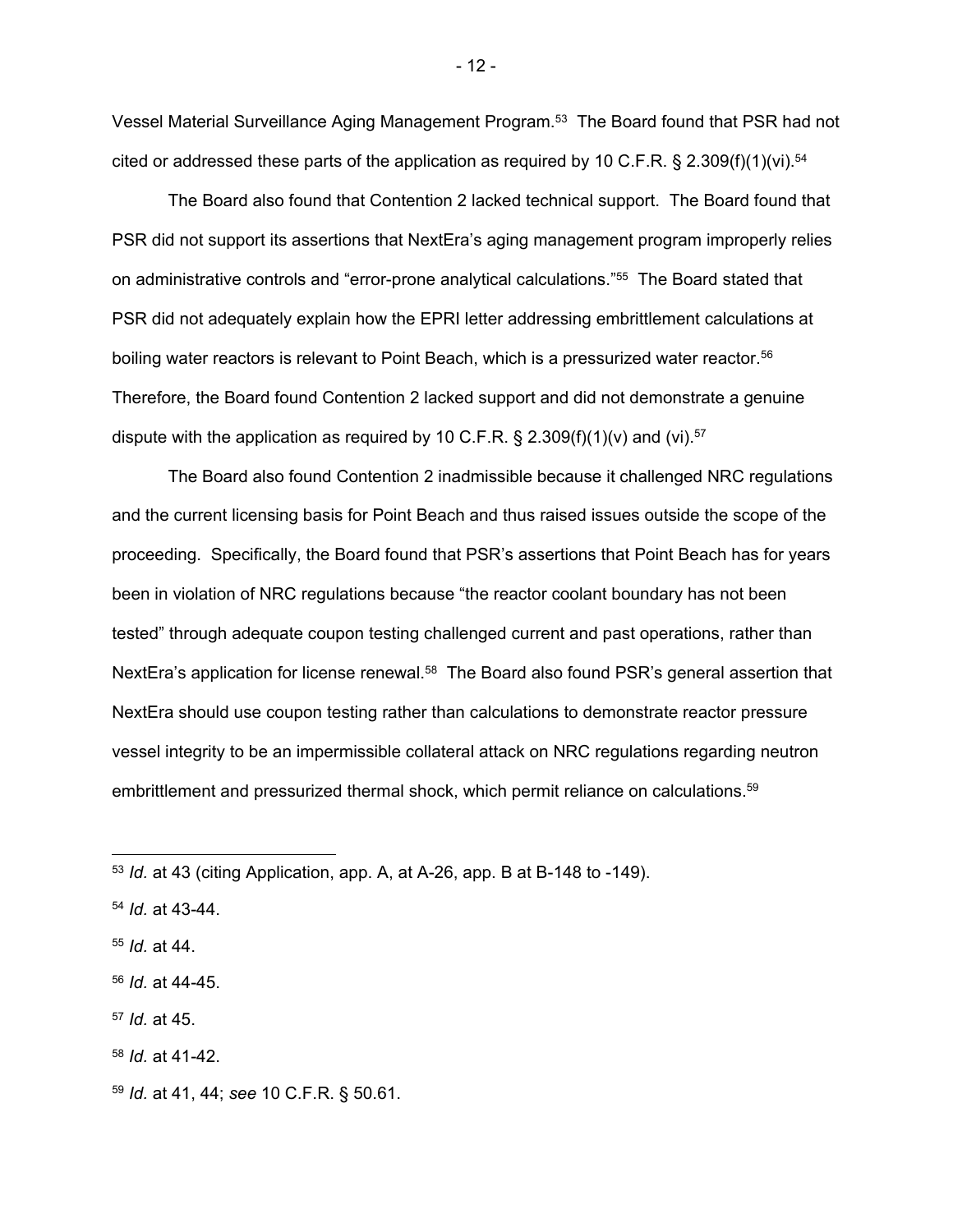Vessel Material Surveillance Aging Management Program.[53] The Board found that PSR had not cited or addressed these parts of the application as required by 10 C.F.R. § 2.309(f)(1)(vi).[54]

The Board also found that Contention 2 lacked technical support. The Board found that PSR did not support its assertions that NextEra's aging management program improperly relies on administrative controls and "error-prone analytical calculations."[55] The Board stated that PSR did not adequately explain how the EPRI letter addressing embrittlement calculations at boiling water reactors is relevant to Point Beach, which is a pressurized water reactor.[56] Therefore, the Board found Contention 2 lacked support and did not demonstrate a genuine dispute with the application as required by 10 C.F.R. § 2.309(f)(1)(v) and (vi).[57]

The Board also found Contention 2 inadmissible because it challenged NRC regulations and the current licensing basis for Point Beach and thus raised issues outside the scope of the proceeding. Specifically, the Board found that PSR's assertions that Point Beach has for years been in violation of NRC regulations because "the reactor coolant boundary has not been tested" through adequate coupon testing challenged current and past operations, rather than NextEra's application for license renewal.[58] The Board also found PSR's general assertion that NextEra should use coupon testing rather than calculations to demonstrate reactor pressure vessel integrity to be an impermissible collateral attack on NRC regulations regarding neutron embrittlement and pressurized thermal shock, which permit reliance on calculations.[59]

---

[53] *Id.* at 43 (citing Application, app. A, at A-26, app. B at B-148 to -149).

[54] *Id.* at 43-44.

[55] *Id.* at 44.

[56] *Id.* at 44-45.

[57] *Id.* at 45.

[58] *Id.* at 41-42.

[59] *Id.* at 41, 44; *see* 10 C.F.R. § 50.61.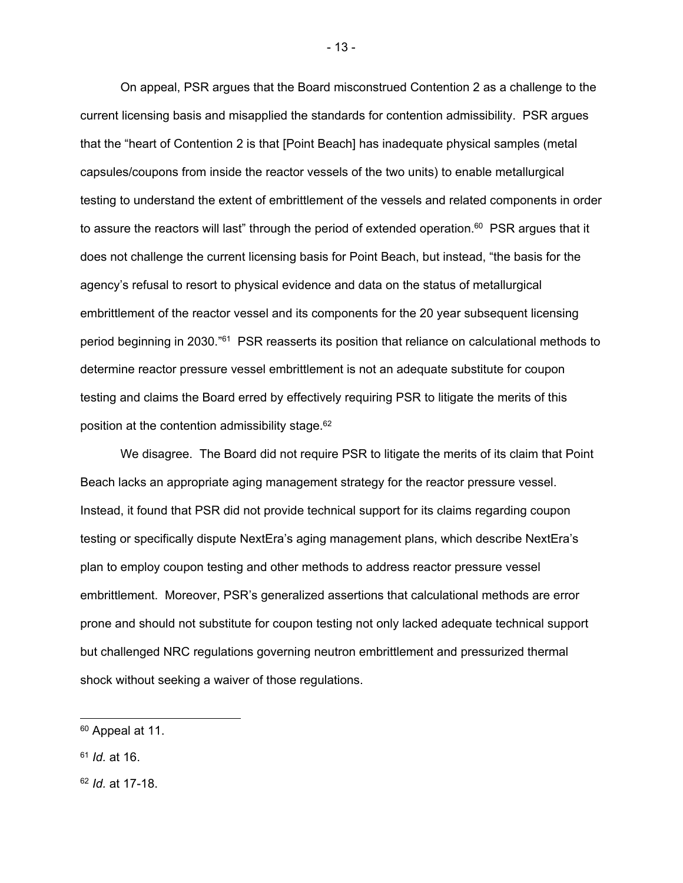On appeal, PSR argues that the Board misconstrued Contention 2 as a challenge to the current licensing basis and misapplied the standards for contention admissibility. PSR argues that the "heart of Contention 2 is that [Point Beach] has inadequate physical samples (metal capsules/coupons from inside the reactor vessels of the two units) to enable metallurgical testing to understand the extent of embrittlement of the vessels and related components in order to assure the reactors will last" through the period of extended operation.[60] PSR argues that it does not challenge the current licensing basis for Point Beach, but instead, "the basis for the agency's refusal to resort to physical evidence and data on the status of metallurgical embrittlement of the reactor vessel and its components for the 20 year subsequent licensing period beginning in 2030."[61] PSR reasserts its position that reliance on calculational methods to determine reactor pressure vessel embrittlement is not an adequate substitute for coupon testing and claims the Board erred by effectively requiring PSR to litigate the merits of this position at the contention admissibility stage.[62]

We disagree. The Board did not require PSR to litigate the merits of its claim that Point Beach lacks an appropriate aging management strategy for the reactor pressure vessel. Instead, it found that PSR did not provide technical support for its claims regarding coupon testing or specifically dispute NextEra's aging management plans, which describe NextEra's plan to employ coupon testing and other methods to address reactor pressure vessel embrittlement. Moreover, PSR's generalized assertions that calculational methods are error prone and should not substitute for coupon testing not only lacked adequate technical support but challenged NRC regulations governing neutron embrittlement and pressurized thermal shock without seeking a waiver of those regulations.

---

[60] Appeal at 11.

[61] *Id.* at 16.

[62] *Id.* at 17-18.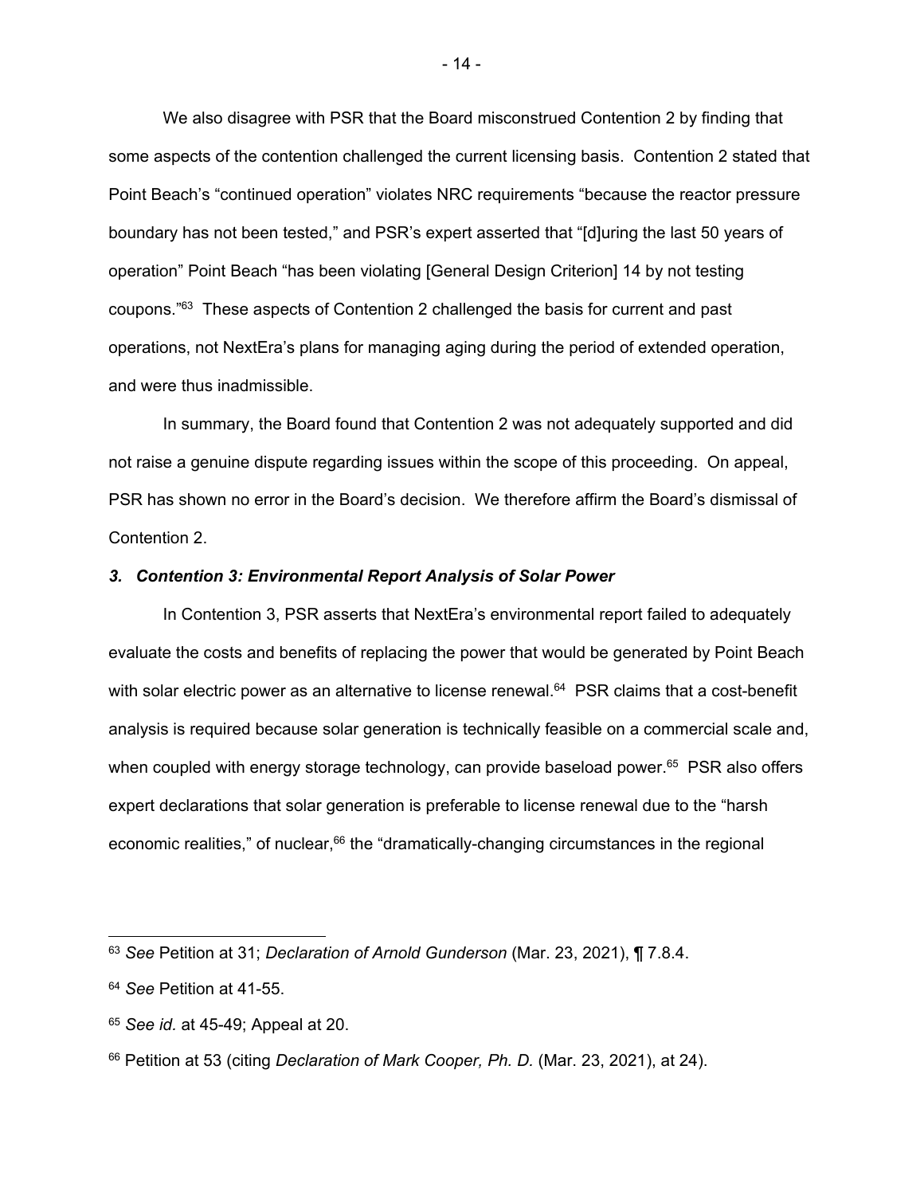We also disagree with PSR that the Board misconstrued Contention 2 by finding that some aspects of the contention challenged the current licensing basis. Contention 2 stated that Point Beach's "continued operation" violates NRC requirements "because the reactor pressure boundary has not been tested," and PSR's expert asserted that "[d]uring the last 50 years of operation" Point Beach "has been violating [General Design Criterion] 14 by not testing coupons."[63] These aspects of Contention 2 challenged the basis for current and past operations, not NextEra's plans for managing aging during the period of extended operation, and were thus inadmissible.

In summary, the Board found that Contention 2 was not adequately supported and did not raise a genuine dispute regarding issues within the scope of this proceeding. On appeal, PSR has shown no error in the Board's decision. We therefore affirm the Board's dismissal of Contention 2.

### *3. Contention 3: Environmental Report Analysis of Solar Power*

In Contention 3, PSR asserts that NextEra's environmental report failed to adequately evaluate the costs and benefits of replacing the power that would be generated by Point Beach with solar electric power as an alternative to license renewal.[64] PSR claims that a cost-benefit analysis is required because solar generation is technically feasible on a commercial scale and, when coupled with energy storage technology, can provide baseload power.[65] PSR also offers expert declarations that solar generation is preferable to license renewal due to the "harsh economic realities," of nuclear,[66] the "dramatically-changing circumstances in the regional

---

[63] *See* Petition at 31; *Declaration of Arnold Gunderson* (Mar. 23, 2021), ¶ 7.8.4.

[64] *See* Petition at 41-55.

[65] *See id.* at 45-49; Appeal at 20.

[66] Petition at 53 (citing *Declaration of Mark Cooper, Ph. D.* (Mar. 23, 2021), at 24).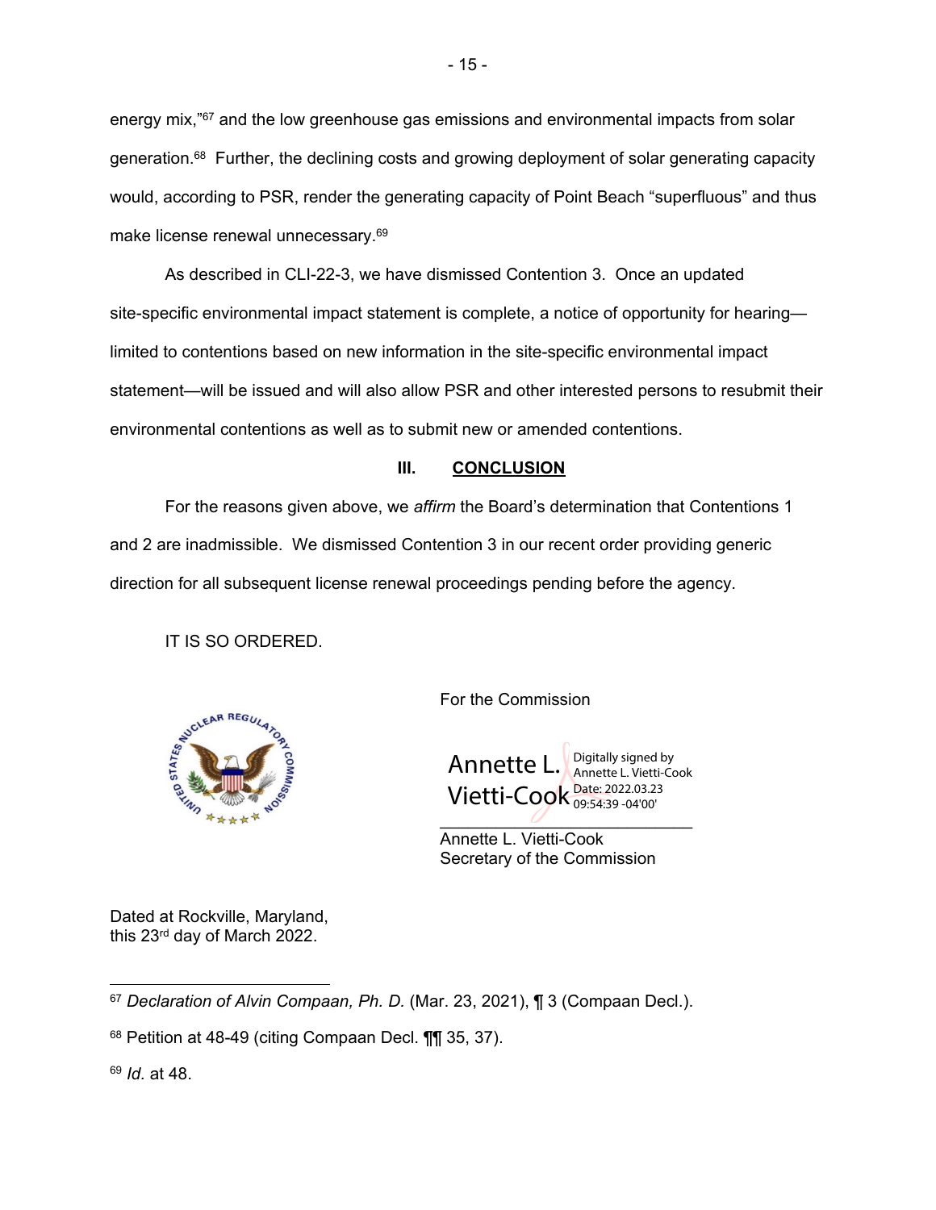energy mix,"[67] and the low greenhouse gas emissions and environmental impacts from solar generation.[68] Further, the declining costs and growing deployment of solar generating capacity would, according to PSR, render the generating capacity of Point Beach "superfluous" and thus make license renewal unnecessary.[69]

As described in CLI-22-3, we have dismissed Contention 3. Once an updated site-specific environmental impact statement is complete, a notice of opportunity for hearing—limited to contentions based on new information in the site-specific environmental impact statement—will be issued and will also allow PSR and other interested persons to resubmit their environmental contentions as well as to submit new or amended contentions.

## III. CONCLUSION

For the reasons given above, we *affirm* the Board's determination that Contentions 1 and 2 are inadmissible. We dismissed Contention 3 in our recent order providing generic direction for all subsequent license renewal proceedings pending before the agency.

IT IS SO ORDERED.

For the Commission

Annette L. Vietti-Cook
Digitally signed by Annette L. Vietti-Cook
Date: 2022.03.23 09:54:39 -04'00'

Annette L. Vietti-Cook
Secretary of the Commission

Dated at Rockville, Maryland,
this 23rd day of March 2022.

---

[67] *Declaration of Alvin Compaan, Ph. D.* (Mar. 23, 2021), ¶ 3 (Compaan Decl.).

[68] Petition at 48-49 (citing Compaan Decl. ¶¶ 35, 37).

[69] *Id.* at 48.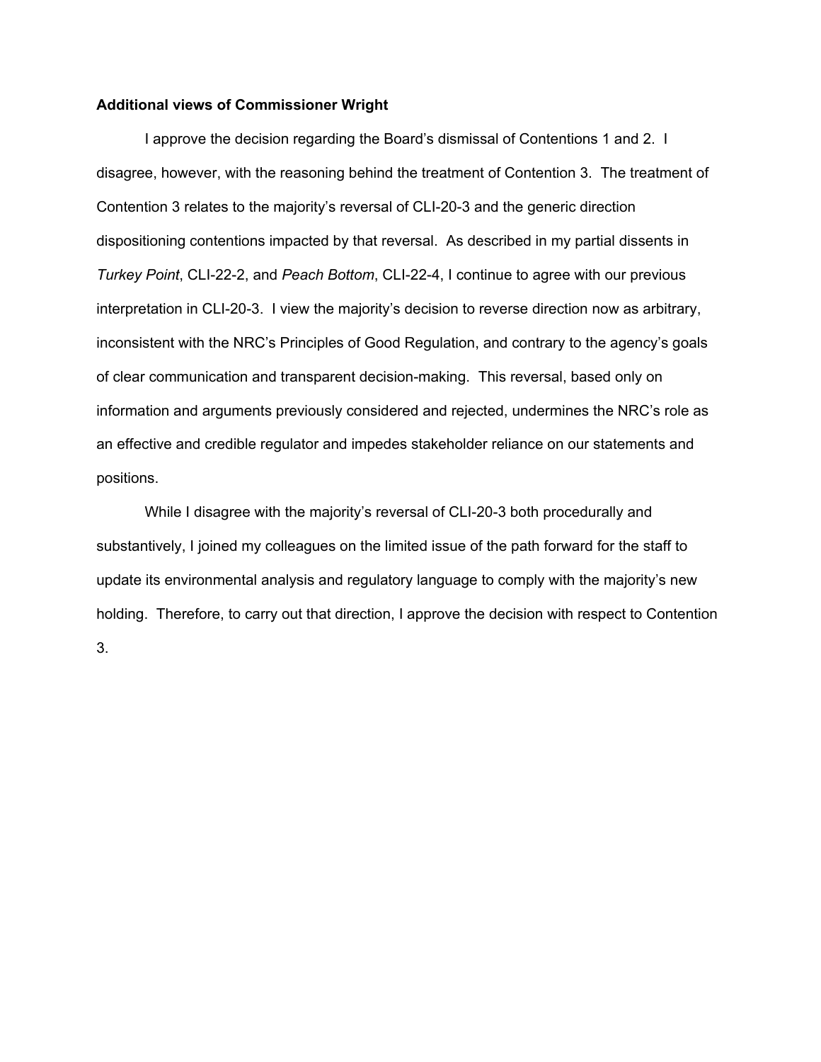**Additional views of Commissioner Wright**

I approve the decision regarding the Board's dismissal of Contentions 1 and 2. I disagree, however, with the reasoning behind the treatment of Contention 3. The treatment of Contention 3 relates to the majority's reversal of CLI-20-3 and the generic direction dispositioning contentions impacted by that reversal. As described in my partial dissents in *Turkey Point*, CLI-22-2, and *Peach Bottom*, CLI-22-4, I continue to agree with our previous interpretation in CLI-20-3. I view the majority's decision to reverse direction now as arbitrary, inconsistent with the NRC's Principles of Good Regulation, and contrary to the agency's goals of clear communication and transparent decision-making. This reversal, based only on information and arguments previously considered and rejected, undermines the NRC's role as an effective and credible regulator and impedes stakeholder reliance on our statements and positions.

While I disagree with the majority's reversal of CLI-20-3 both procedurally and substantively, I joined my colleagues on the limited issue of the path forward for the staff to update its environmental analysis and regulatory language to comply with the majority's new holding. Therefore, to carry out that direction, I approve the decision with respect to Contention 3.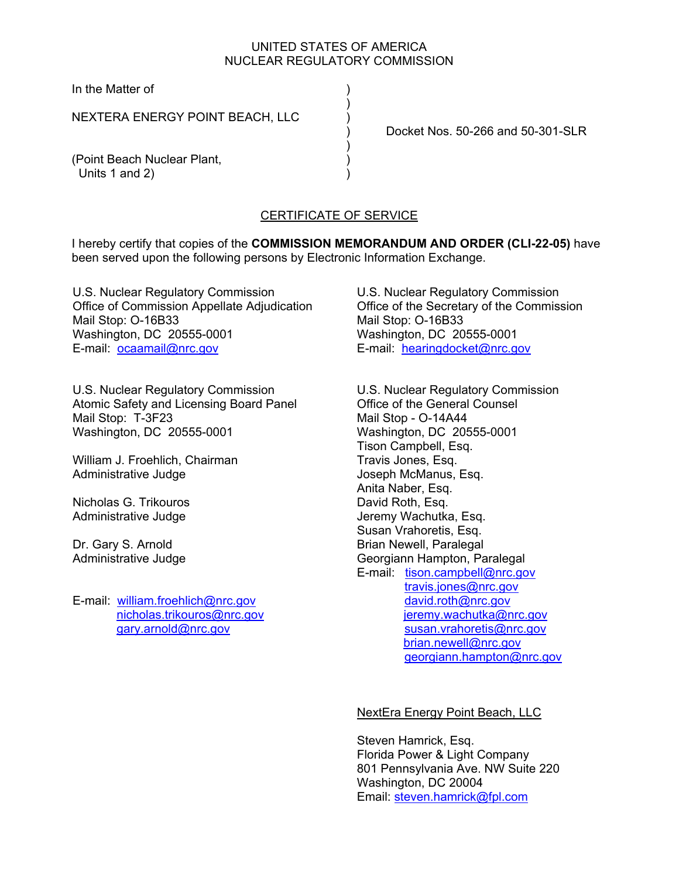UNITED STATES OF AMERICA
NUCLEAR REGULATORY COMMISSION

In the Matter of

NEXTERA ENERGY POINT BEACH, LLC

(Point Beach Nuclear Plant, Units 1 and 2)

Docket Nos. 50-266 and 50-301-SLR

## CERTIFICATE OF SERVICE

I hereby certify that copies of the **COMMISSION MEMORANDUM AND ORDER (CLI-22-05)** have been served upon the following persons by Electronic Information Exchange.

U.S. Nuclear Regulatory Commission
Office of Commission Appellate Adjudication
Mail Stop: O-16B33
Washington, DC 20555-0001
E-mail: ocaamail@nrc.gov

U.S. Nuclear Regulatory Commission
Atomic Safety and Licensing Board Panel
Mail Stop: T-3F23
Washington, DC 20555-0001

William J. Froehlich, Chairman
Administrative Judge

Nicholas G. Trikouros
Administrative Judge

Dr. Gary S. Arnold
Administrative Judge

E-mail: william.froehlich@nrc.gov
nicholas.trikouros@nrc.gov
gary.arnold@nrc.gov

U.S. Nuclear Regulatory Commission
Office of the Secretary of the Commission
Mail Stop: O-16B33
Washington, DC 20555-0001
E-mail: hearingdocket@nrc.gov

U.S. Nuclear Regulatory Commission
Office of the General Counsel
Mail Stop - O-14A44
Washington, DC 20555-0001
Tison Campbell, Esq.
Travis Jones, Esq.
Joseph McManus, Esq.
Anita Naber, Esq.
David Roth, Esq.
Jeremy Wachutka, Esq.
Susan Vrahoretis, Esq.
Brian Newell, Paralegal
Georgiann Hampton, Paralegal
E-mail: tison.campbell@nrc.gov
travis.jones@nrc.gov
david.roth@nrc.gov
jeremy.wachutka@nrc.gov
susan.vrahoretis@nrc.gov
brian.newell@nrc.gov
georgiann.hampton@nrc.gov

NextEra Energy Point Beach, LLC

Steven Hamrick, Esq.
Florida Power & Light Company
801 Pennsylvania Ave. NW Suite 220
Washington, DC 20004
Email: steven.hamrick@fpl.com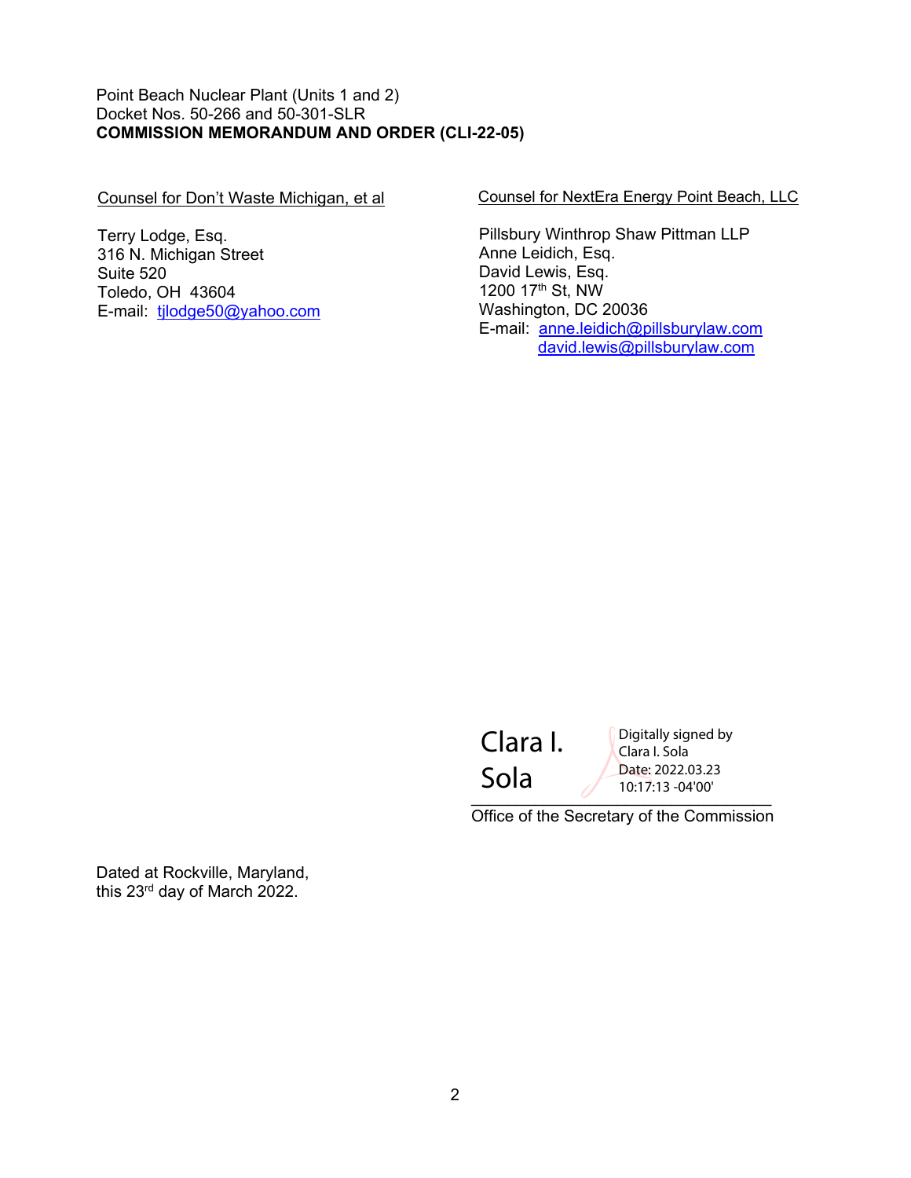Point Beach Nuclear Plant (Units 1 and 2)
Docket Nos. 50-266 and 50-301-SLR
**COMMISSION MEMORANDUM AND ORDER (CLI-22-05)**

Counsel for Don't Waste Michigan, et al

Terry Lodge, Esq.
316 N. Michigan Street
Suite 520
Toledo, OH 43604
E-mail: tjlodge50@yahoo.com

Counsel for NextEra Energy Point Beach, LLC

Pillsbury Winthrop Shaw Pittman LLP
Anne Leidich, Esq.
David Lewis, Esq.
1200 17th St, NW
Washington, DC 20036
E-mail: anne.leidich@pillsburylaw.com
david.lewis@pillsburylaw.com

Clara I. Sola
Digitally signed by Clara I. Sola
Date: 2022.03.23 10:17:13 -04'00'

Office of the Secretary of the Commission

Dated at Rockville, Maryland,
this 23rd day of March 2022.